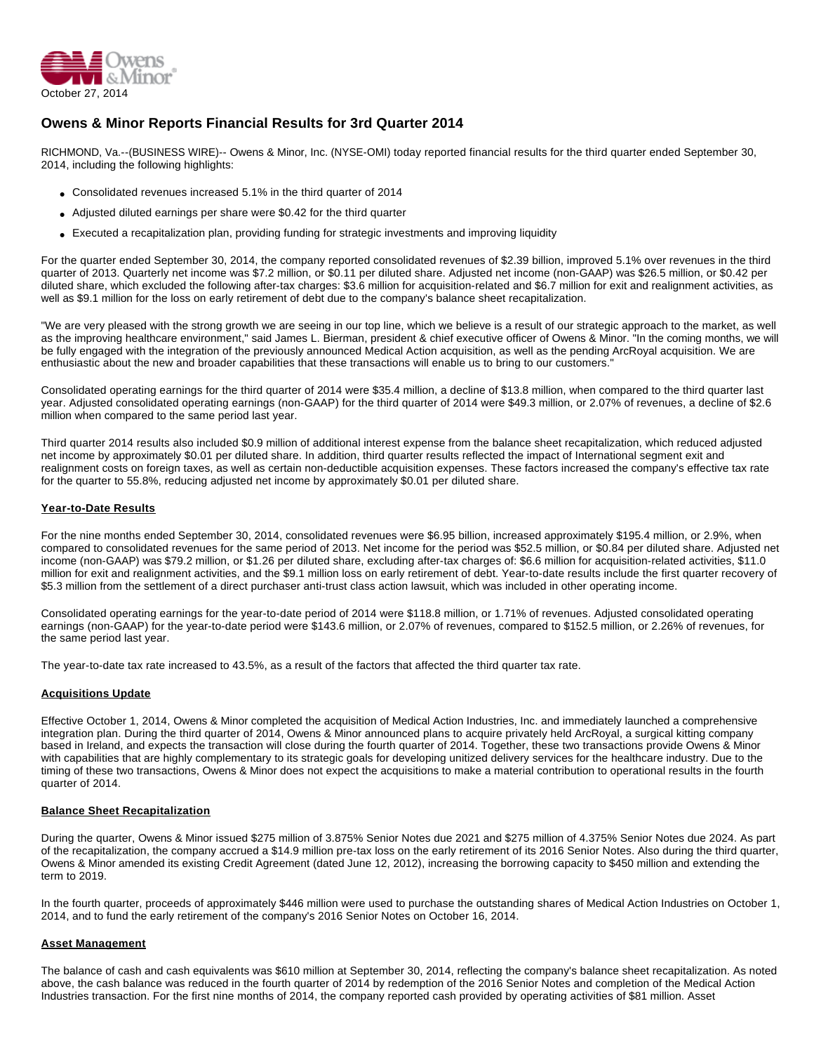October 27, 2014

# Owens & Minor Reports Financial Results for 3rd Quarter 2014

RICHMOND, Va.--(BUSINESS WIRE)-- Owens & Minor, Inc. (NYSE-OMI) today reported financial results for the third quarter ended September 30, 2014, including the following highlights:

- Consolidated revenues increased 5.1% in the third quarter of 2014
- Adjusted diluted earnings per share were $0.42 for the third quarter
- Executed a recapitalization plan, providing funding for strategic investments and improving liquidity

For the quarter ended September 30, 2014, the company reported consolidated revenues of $2.39 billion, improved 5.1% over revenues in the third quarter of 2013. Quarterly net income was $7.2 million, or $0.11 per diluted share. Adjusted net income (non-GAAP) was $26.5 million, or $0.42 per diluted share, which excluded the following after-tax charges: $3.6 million for acquisition-related and $6.7 million for exit and realignment activities, as well as $9.1 million for the loss on early retirement of debt due to the company's balance sheet recapitalization.

"We are very pleased with the strong growth we are seeing in our top line, which we believe is a result of our strategic approach to the market, as well as the improving healthcare environment," said James L. Bierman, president & chief executive officer of Owens & Minor. "In the coming months, we will be fully engaged with the integration of the previously announced Medical Action acquisition, as well as the pending ArcRoyal acquisition. We are enthusiastic about the new and broader capabilities that these transactions will enable us to bring to our customers."

Consolidated operating earnings for the third quarter of 2014 were $35.4 million, a decline of $13.8 million, when compared to the third quarter last year. Adjusted consolidated operating earnings (non-GAAP) for the third quarter of 2014 were $49.3 million, or 2.07% of revenues, a decline of $2.6 million when compared to the same period last year.

Third quarter 2014 results also included $0.9 million of additional interest expense from the balance sheet recapitalization, which reduced adjusted net income by approximately $0.01 per diluted share. In addition, third quarter results reflected the impact of International segment exit and realignment costs on foreign taxes, as well as certain non-deductible acquisition expenses. These factors increased the company's effective tax rate for the quarter to 55.8%, reducing adjusted net income by approximately $0.01 per diluted share.

## Year-to-Date Results

For the nine months ended September 30, 2014, consolidated revenues were $6.95 billion, increased approximately $195.4 million, or 2.9%, when compared to consolidated revenues for the same period of 2013. Net income for the period was $52.5 million, or $0.84 per diluted share. Adjusted net income (non-GAAP) was $79.2 million, or $1.26 per diluted share, excluding after-tax charges of: $6.6 million for acquisition-related activities, $11.0 million for exit and realignment activities, and the $9.1 million loss on early retirement of debt. Year-to-date results include the first quarter recovery of $5.3 million from the settlement of a direct purchaser anti-trust class action lawsuit, which was included in other operating income.

Consolidated operating earnings for the year-to-date period of 2014 were $118.8 million, or 1.71% of revenues. Adjusted consolidated operating earnings (non-GAAP) for the year-to-date period were $143.6 million, or 2.07% of revenues, compared to $152.5 million, or 2.26% of revenues, for the same period last year.

The year-to-date tax rate increased to 43.5%, as a result of the factors that affected the third quarter tax rate.

## Acquisitions Update

Effective October 1, 2014, Owens & Minor completed the acquisition of Medical Action Industries, Inc. and immediately launched a comprehensive integration plan. During the third quarter of 2014, Owens & Minor announced plans to acquire privately held ArcRoyal, a surgical kitting company based in Ireland, and expects the transaction will close during the fourth quarter of 2014. Together, these two transactions provide Owens & Minor with capabilities that are highly complementary to its strategic goals for developing unitized delivery services for the healthcare industry. Due to the timing of these two transactions, Owens & Minor does not expect the acquisitions to make a material contribution to operational results in the fourth quarter of 2014.

## Balance Sheet Recapitalization

During the quarter, Owens & Minor issued $275 million of 3.875% Senior Notes due 2021 and $275 million of 4.375% Senior Notes due 2024. As part of the recapitalization, the company accrued a $14.9 million pre-tax loss on the early retirement of its 2016 Senior Notes. Also during the third quarter, Owens & Minor amended its existing Credit Agreement (dated June 12, 2012), increasing the borrowing capacity to $450 million and extending the term to 2019.

In the fourth quarter, proceeds of approximately $446 million were used to purchase the outstanding shares of Medical Action Industries on October 1, 2014, and to fund the early retirement of the company's 2016 Senior Notes on October 16, 2014.

## Asset Management

The balance of cash and cash equivalents was $610 million at September 30, 2014, reflecting the company's balance sheet recapitalization. As noted above, the cash balance was reduced in the fourth quarter of 2014 by redemption of the 2016 Senior Notes and completion of the Medical Action Industries transaction. For the first nine months of 2014, the company reported cash provided by operating activities of $81 million. Asset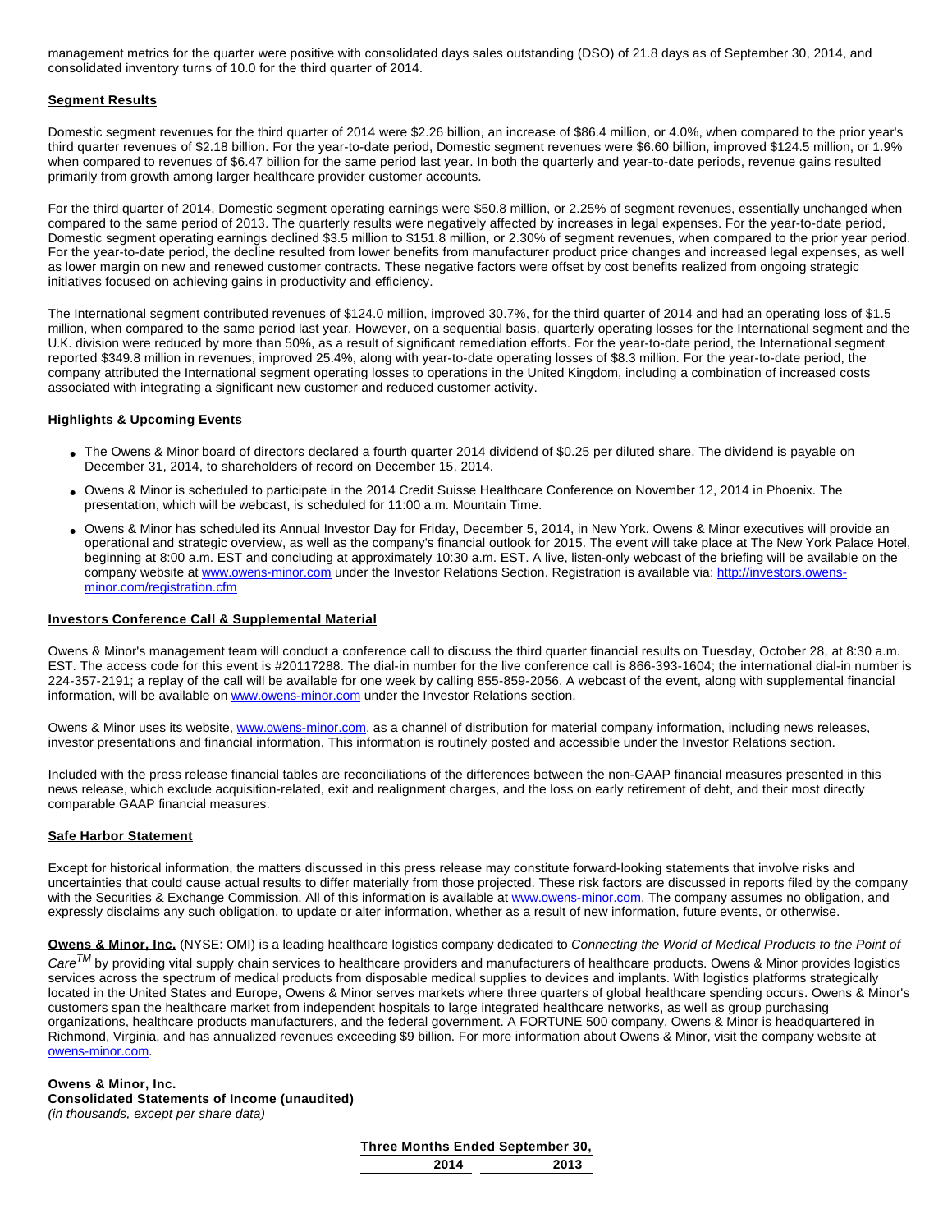management metrics for the quarter were positive with consolidated days sales outstanding (DSO) of 21.8 days as of September 30, 2014, and consolidated inventory turns of 10.0 for the third quarter of 2014.

**Segment Results**

Domestic segment revenues for the third quarter of 2014 were $2.26 billion, an increase of $86.4 million, or 4.0%, when compared to the prior year's third quarter revenues of $2.18 billion. For the year-to-date period, Domestic segment revenues were $6.60 billion, improved $124.5 million, or 1.9% when compared to revenues of $6.47 billion for the same period last year. In both the quarterly and year-to-date periods, revenue gains resulted primarily from growth among larger healthcare provider customer accounts.

For the third quarter of 2014, Domestic segment operating earnings were $50.8 million, or 2.25% of segment revenues, essentially unchanged when compared to the same period of 2013. The quarterly results were negatively affected by increases in legal expenses. For the year-to-date period, Domestic segment operating earnings declined $3.5 million to $151.8 million, or 2.30% of segment revenues, when compared to the prior year period. For the year-to-date period, the decline resulted from lower benefits from manufacturer product price changes and increased legal expenses, as well as lower margin on new and renewed customer contracts. These negative factors were offset by cost benefits realized from ongoing strategic initiatives focused on achieving gains in productivity and efficiency.

The International segment contributed revenues of $124.0 million, improved 30.7%, for the third quarter of 2014 and had an operating loss of $1.5 million, when compared to the same period last year. However, on a sequential basis, quarterly operating losses for the International segment and the U.K. division were reduced by more than 50%, as a result of significant remediation efforts. For the year-to-date period, the International segment reported $349.8 million in revenues, improved 25.4%, along with year-to-date operating losses of $8.3 million. For the year-to-date period, the company attributed the International segment operating losses to operations in the United Kingdom, including a combination of increased costs associated with integrating a significant new customer and reduced customer activity.

**Highlights & Upcoming Events**

- The Owens & Minor board of directors declared a fourth quarter 2014 dividend of $0.25 per diluted share. The dividend is payable on December 31, 2014, to shareholders of record on December 15, 2014.
- Owens & Minor is scheduled to participate in the 2014 Credit Suisse Healthcare Conference on November 12, 2014 in Phoenix. The presentation, which will be webcast, is scheduled for 11:00 a.m. Mountain Time.
- Owens & Minor has scheduled its Annual Investor Day for Friday, December 5, 2014, in New York. Owens & Minor executives will provide an operational and strategic overview, as well as the company's financial outlook for 2015. The event will take place at The New York Palace Hotel, beginning at 8:00 a.m. EST and concluding at approximately 10:30 a.m. EST. A live, listen-only webcast of the briefing will be available on the company website at www.owens-minor.com under the Investor Relations Section. Registration is available via: http://investors.owens-minor.com/registration.cfm

**Investors Conference Call & Supplemental Material**

Owens & Minor's management team will conduct a conference call to discuss the third quarter financial results on Tuesday, October 28, at 8:30 a.m. EST. The access code for this event is #20117288. The dial-in number for the live conference call is 866-393-1604; the international dial-in number is 224-357-2191; a replay of the call will be available for one week by calling 855-859-2056. A webcast of the event, along with supplemental financial information, will be available on www.owens-minor.com under the Investor Relations section.

Owens & Minor uses its website, www.owens-minor.com, as a channel of distribution for material company information, including news releases, investor presentations and financial information. This information is routinely posted and accessible under the Investor Relations section.

Included with the press release financial tables are reconciliations of the differences between the non-GAAP financial measures presented in this news release, which exclude acquisition-related, exit and realignment charges, and the loss on early retirement of debt, and their most directly comparable GAAP financial measures.

**Safe Harbor Statement**

Except for historical information, the matters discussed in this press release may constitute forward-looking statements that involve risks and uncertainties that could cause actual results to differ materially from those projected. These risk factors are discussed in reports filed by the company with the Securities & Exchange Commission. All of this information is available at www.owens-minor.com. The company assumes no obligation, and expressly disclaims any such obligation, to update or alter information, whether as a result of new information, future events, or otherwise.

**Owens & Minor, Inc.** (NYSE: OMI) is a leading healthcare logistics company dedicated to *Connecting the World of Medical Products to the Point of Care*[TM] by providing vital supply chain services to healthcare providers and manufacturers of healthcare products. Owens & Minor provides logistics services across the spectrum of medical products from disposable medical supplies to devices and implants. With logistics platforms strategically located in the United States and Europe, Owens & Minor serves markets where three quarters of global healthcare spending occurs. Owens & Minor's customers span the healthcare market from independent hospitals to large integrated healthcare networks, as well as group purchasing organizations, healthcare products manufacturers, and the federal government. A FORTUNE 500 company, Owens & Minor is headquartered in Richmond, Virginia, and has annualized revenues exceeding $9 billion. For more information about Owens & Minor, visit the company website at owens-minor.com.

**Owens & Minor, Inc.**
**Consolidated Statements of Income (unaudited)**
*(in thousands, except per share data)*

| | Three Months Ended September 30, | |
|---|---|---|
| | 2014 | 2013 |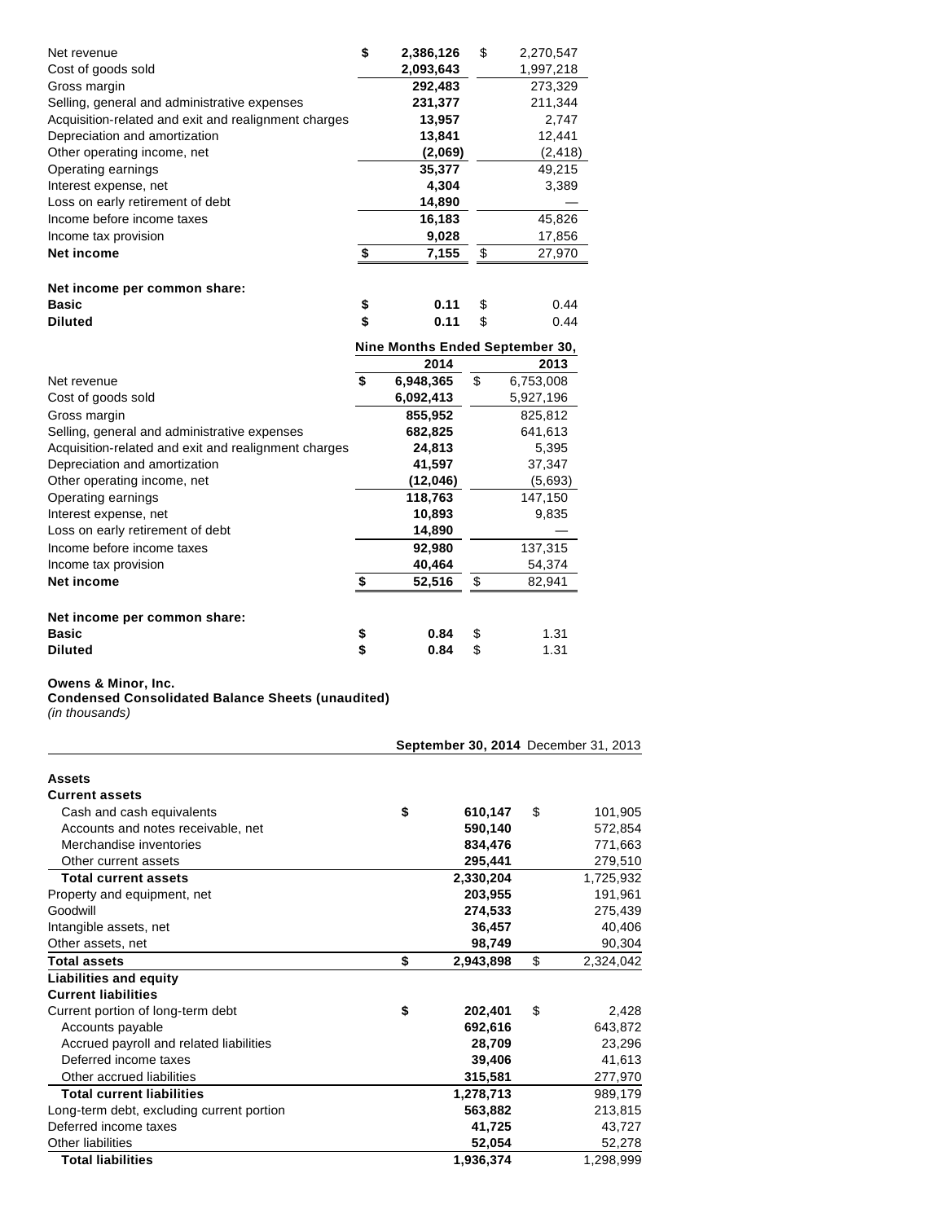| | 2014 | 2013 |
|---|---|---|
| Net revenue | **$ 2,386,126** | $ 2,270,547 |
| Cost of goods sold | **2,093,643** | 1,997,218 |
| Gross margin | **292,483** | 273,329 |
| Selling, general and administrative expenses | **231,377** | 211,344 |
| Acquisition-related and exit and realignment charges | **13,957** | 2,747 |
| Depreciation and amortization | **13,841** | 12,441 |
| Other operating income, net | **(2,069)** | (2,418) |
| Operating earnings | **35,377** | 49,215 |
| Interest expense, net | **4,304** | 3,389 |
| Loss on early retirement of debt | **14,890** | — |
| Income before income taxes | **16,183** | 45,826 |
| Income tax provision | **9,028** | 17,856 |
| **Net income** | **$ 7,155** | $ 27,970 |
| | | |
| **Net income per common share:** | | |
| **Basic** | **$ 0.11** | $ 0.44 |
| **Diluted** | **$ 0.11** | $ 0.44 |

| | **Nine Months Ended September 30,** | |
|---|---|---|
| | **2014** | **2013** |
| Net revenue | **$ 6,948,365** | $ 6,753,008 |
| Cost of goods sold | **6,092,413** | 5,927,196 |
| Gross margin | **855,952** | 825,812 |
| Selling, general and administrative expenses | **682,825** | 641,613 |
| Acquisition-related and exit and realignment charges | **24,813** | 5,395 |
| Depreciation and amortization | **41,597** | 37,347 |
| Other operating income, net | **(12,046)** | (5,693) |
| Operating earnings | **118,763** | 147,150 |
| Interest expense, net | **10,893** | 9,835 |
| Loss on early retirement of debt | **14,890** | — |
| Income before income taxes | **92,980** | 137,315 |
| Income tax provision | **40,464** | 54,374 |
| **Net income** | **$ 52,516** | $ 82,941 |
| | | |
| **Net income per common share:** | | |
| **Basic** | **$ 0.84** | $ 1.31 |
| **Diluted** | **$ 0.84** | $ 1.31 |

**Owens & Minor, Inc.**
**Condensed Consolidated Balance Sheets (unaudited)**
*(in thousands)*

| | **September 30, 2014** | December 31, 2013 |
|---|---|---|
| **Assets** | | |
| **Current assets** | | |
| Cash and cash equivalents | **$ 610,147** | $ 101,905 |
| Accounts and notes receivable, net | **590,140** | 572,854 |
| Merchandise inventories | **834,476** | 771,663 |
| Other current assets | **295,441** | 279,510 |
| **Total current assets** | **2,330,204** | 1,725,932 |
| Property and equipment, net | **203,955** | 191,961 |
| Goodwill | **274,533** | 275,439 |
| Intangible assets, net | **36,457** | 40,406 |
| Other assets, net | **98,749** | 90,304 |
| **Total assets** | **$ 2,943,898** | $ 2,324,042 |
| **Liabilities and equity** | | |
| **Current liabilities** | | |
| Current portion of long-term debt | **$ 202,401** | $ 2,428 |
| Accounts payable | **692,616** | 643,872 |
| Accrued payroll and related liabilities | **28,709** | 23,296 |
| Deferred income taxes | **39,406** | 41,613 |
| Other accrued liabilities | **315,581** | 277,970 |
| **Total current liabilities** | **1,278,713** | 989,179 |
| Long-term debt, excluding current portion | **563,882** | 213,815 |
| Deferred income taxes | **41,725** | 43,727 |
| Other liabilities | **52,054** | 52,278 |
| **Total liabilities** | **1,936,374** | 1,298,999 |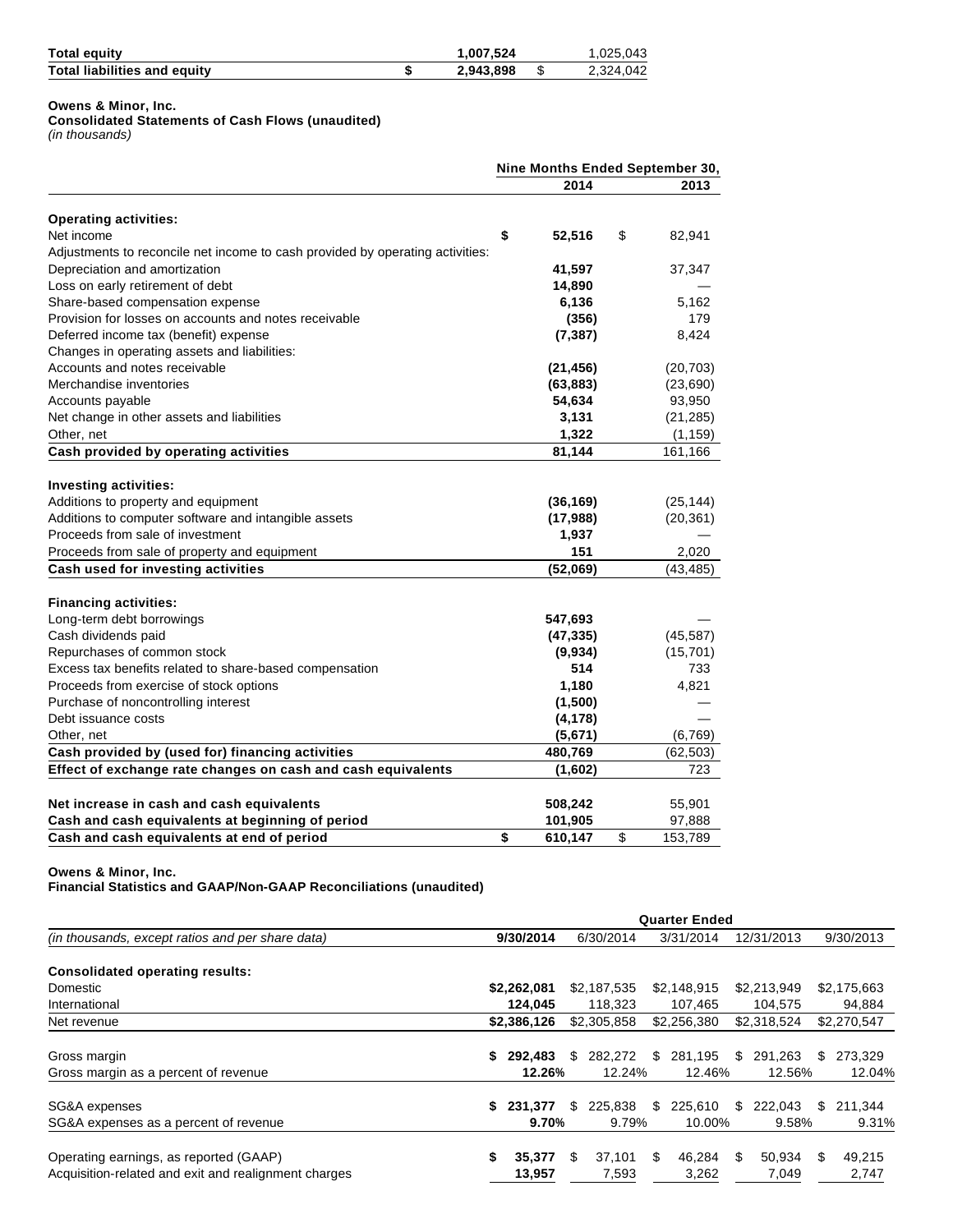| | | |
|---|---|---|
| **Total equity** | **1,007,524** | 1,025,043 |
| **Total liabilities and equity** | **$ 2,943,898** | $ 2,324,042 |

**Owens & Minor, Inc.**
**Consolidated Statements of Cash Flows (unaudited)**
*(in thousands)*

| | Nine Months Ended September 30, | |
|---|---|---|
| | **2014** | **2013** |
| **Operating activities:** | | |
| Net income | **$ 52,516** | $ 82,941 |
| Adjustments to reconcile net income to cash provided by operating activities: | | |
| Depreciation and amortization | **41,597** | 37,347 |
| Loss on early retirement of debt | **14,890** | — |
| Share-based compensation expense | **6,136** | 5,162 |
| Provision for losses on accounts and notes receivable | **(356)** | 179 |
| Deferred income tax (benefit) expense | **(7,387)** | 8,424 |
| Changes in operating assets and liabilities: | | |
| Accounts and notes receivable | **(21,456)** | (20,703) |
| Merchandise inventories | **(63,883)** | (23,690) |
| Accounts payable | **54,634** | 93,950 |
| Net change in other assets and liabilities | **3,131** | (21,285) |
| Other, net | **1,322** | (1,159) |
| **Cash provided by operating activities** | **81,144** | 161,166 |
| **Investing activities:** | | |
| Additions to property and equipment | **(36,169)** | (25,144) |
| Additions to computer software and intangible assets | **(17,988)** | (20,361) |
| Proceeds from sale of investment | **1,937** | — |
| Proceeds from sale of property and equipment | **151** | 2,020 |
| **Cash used for investing activities** | **(52,069)** | (43,485) |
| **Financing activities:** | | |
| Long-term debt borrowings | **547,693** | — |
| Cash dividends paid | **(47,335)** | (45,587) |
| Repurchases of common stock | **(9,934)** | (15,701) |
| Excess tax benefits related to share-based compensation | **514** | 733 |
| Proceeds from exercise of stock options | **1,180** | 4,821 |
| Purchase of noncontrolling interest | **(1,500)** | — |
| Debt issuance costs | **(4,178)** | — |
| Other, net | **(5,671)** | (6,769) |
| **Cash provided by (used for) financing activities** | **480,769** | (62,503) |
| **Effect of exchange rate changes on cash and cash equivalents** | **(1,602)** | 723 |
| **Net increase in cash and cash equivalents** | **508,242** | 55,901 |
| **Cash and cash equivalents at beginning of period** | **101,905** | 97,888 |
| **Cash and cash equivalents at end of period** | **$ 610,147** | $ 153,789 |

**Owens & Minor, Inc.**
**Financial Statistics and GAAP/Non-GAAP Reconciliations (unaudited)**

| | Quarter Ended | | | | |
|---|---|---|---|---|---|
| *(in thousands, except ratios and per share data)* | **9/30/2014** | 6/30/2014 | 3/31/2014 | 12/31/2013 | 9/30/2013 |
| **Consolidated operating results:** | | | | | |
| Domestic | **$2,262,081** | $2,187,535 | $2,148,915 | $2,213,949 | $2,175,663 |
| International | **124,045** | 118,323 | 107,465 | 104,575 | 94,884 |
| Net revenue | **$2,386,126** | $2,305,858 | $2,256,380 | $2,318,524 | $2,270,547 |
| Gross margin | **$ 292,483** | $ 282,272 | $ 281,195 | $ 291,263 | $ 273,329 |
| Gross margin as a percent of revenue | **12.26%** | 12.24% | 12.46% | 12.56% | 12.04% |
| SG&A expenses | **$ 231,377** | $ 225,838 | $ 225,610 | $ 222,043 | $ 211,344 |
| SG&A expenses as a percent of revenue | **9.70%** | 9.79% | 10.00% | 9.58% | 9.31% |
| Operating earnings, as reported (GAAP) | **$ 35,377** | $ 37,101 | $ 46,284 | $ 50,934 | $ 49,215 |
| Acquisition-related and exit and realignment charges | **13,957** | 7,593 | 3,262 | 7,049 | 2,747 |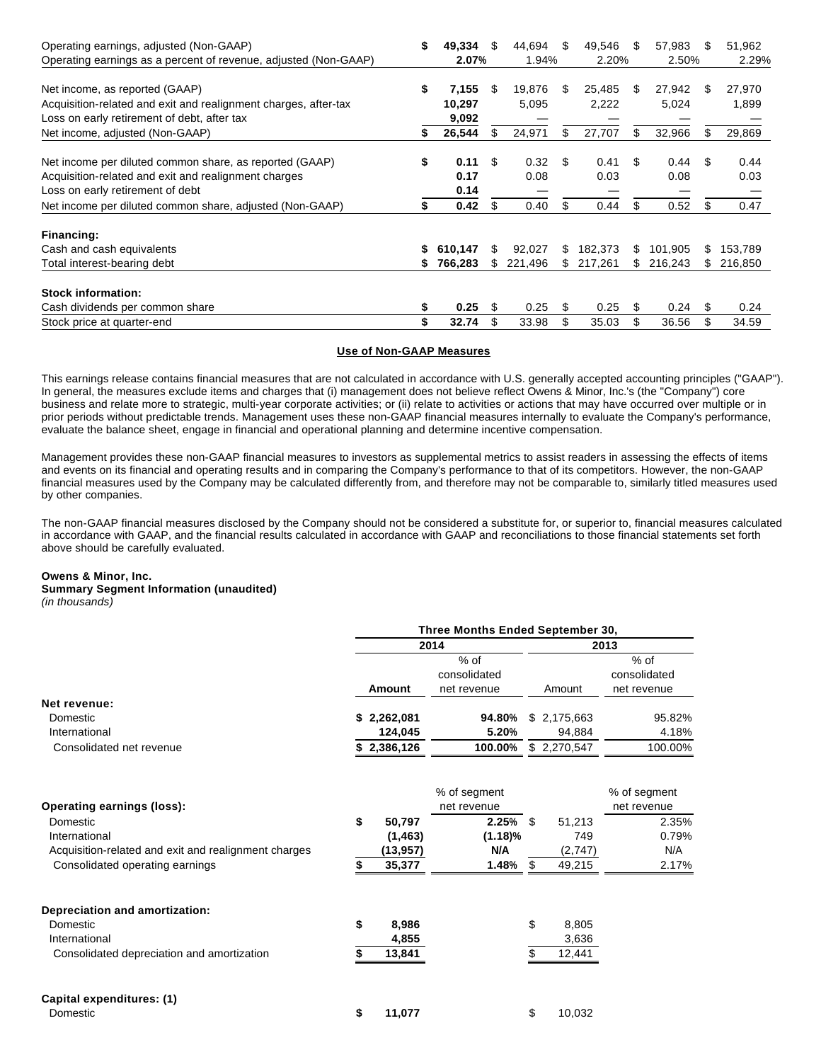| | | | | | |
|---|---|---|---|---|---|
| Operating earnings, adjusted (Non-GAAP) | **$ 49,334** | $ 44,694 | $ 49,546 | $ 57,983 | $ 51,962 |
| Operating earnings as a percent of revenue, adjusted (Non-GAAP) | **2.07%** | 1.94% | 2.20% | 2.50% | 2.29% |
| | | | | | |
| Net income, as reported (GAAP) | **$ 7,155** | $ 19,876 | $ 25,485 | $ 27,942 | $ 27,970 |
| Acquisition-related and exit and realignment charges, after-tax | **10,297** | 5,095 | 2,222 | 5,024 | 1,899 |
| Loss on early retirement of debt, after tax | **9,092** | — | — | — | — |
| Net income, adjusted (Non-GAAP) | **$ 26,544** | $ 24,971 | $ 27,707 | $ 32,966 | $ 29,869 |
| | | | | | |
| Net income per diluted common share, as reported (GAAP) | **$ 0.11** | $ 0.32 | $ 0.41 | $ 0.44 | $ 0.44 |
| Acquisition-related and exit and realignment charges | **0.17** | 0.08 | 0.03 | 0.08 | 0.03 |
| Loss on early retirement of debt | **0.14** | — | — | — | — |
| Net income per diluted common share, adjusted (Non-GAAP) | **$ 0.42** | $ 0.40 | $ 0.44 | $ 0.52 | $ 0.47 |
| | | | | | |
| **Financing:** | | | | | |
| Cash and cash equivalents | **$ 610,147** | $ 92,027 | $ 182,373 | $ 101,905 | $ 153,789 |
| Total interest-bearing debt | **$ 766,283** | $ 221,496 | $ 217,261 | $ 216,243 | $ 216,850 |
| | | | | | |
| **Stock information:** | | | | | |
| Cash dividends per common share | **$ 0.25** | $ 0.25 | $ 0.25 | $ 0.24 | $ 0.24 |
| Stock price at quarter-end | **$ 32.74** | $ 33.98 | $ 35.03 | $ 36.56 | $ 34.59 |

**Use of Non-GAAP Measures**

This earnings release contains financial measures that are not calculated in accordance with U.S. generally accepted accounting principles ("GAAP"). In general, the measures exclude items and charges that (i) management does not believe reflect Owens & Minor, Inc.'s (the "Company") core business and relate more to strategic, multi-year corporate activities; or (ii) relate to activities or actions that may have occurred over multiple or in prior periods without predictable trends. Management uses these non-GAAP financial measures internally to evaluate the Company's performance, evaluate the balance sheet, engage in financial and operational planning and determine incentive compensation.

Management provides these non-GAAP financial measures to investors as supplemental metrics to assist readers in assessing the effects of items and events on its financial and operating results and in comparing the Company's performance to that of its competitors. However, the non-GAAP financial measures used by the Company may be calculated differently from, and therefore may not be comparable to, similarly titled measures used by other companies.

The non-GAAP financial measures disclosed by the Company should not be considered a substitute for, or superior to, financial measures calculated in accordance with GAAP, and the financial results calculated in accordance with GAAP and reconciliations to those financial statements set forth above should be carefully evaluated.

**Owens & Minor, Inc.**
**Summary Segment Information (unaudited)**
*(in thousands)*

| | Three Months Ended September 30, | | | |
|---|---|---|---|---|
| | **2014** | | **2013** | |
| | **Amount** | % of consolidated net revenue | Amount | % of consolidated net revenue |
| **Net revenue:** | | | | |
| Domestic | **$ 2,262,081** | **94.80%** | $ 2,175,663 | 95.82% |
| International | **124,045** | **5.20%** | 94,884 | 4.18% |
| Consolidated net revenue | **$ 2,386,126** | **100.00%** | $ 2,270,547 | 100.00% |
| | | | | |
| **Operating earnings (loss):** | | % of segment net revenue | | % of segment net revenue |
| Domestic | **$ 50,797** | **2.25%** | $ 51,213 | 2.35% |
| International | **(1,463)** | **(1.18)%** | 749 | 0.79% |
| Acquisition-related and exit and realignment charges | **(13,957)** | **N/A** | (2,747) | N/A |
| Consolidated operating earnings | **$ 35,377** | **1.48%** | $ 49,215 | 2.17% |
| | | | | |
| **Depreciation and amortization:** | | | | |
| Domestic | **$ 8,986** | | $ 8,805 | |
| International | **4,855** | | 3,636 | |
| Consolidated depreciation and amortization | **$ 13,841** | | $ 12,441 | |
| | | | | |
| **Capital expenditures: (1)** | | | | |
| Domestic | **$ 11,077** | | $ 10,032 | |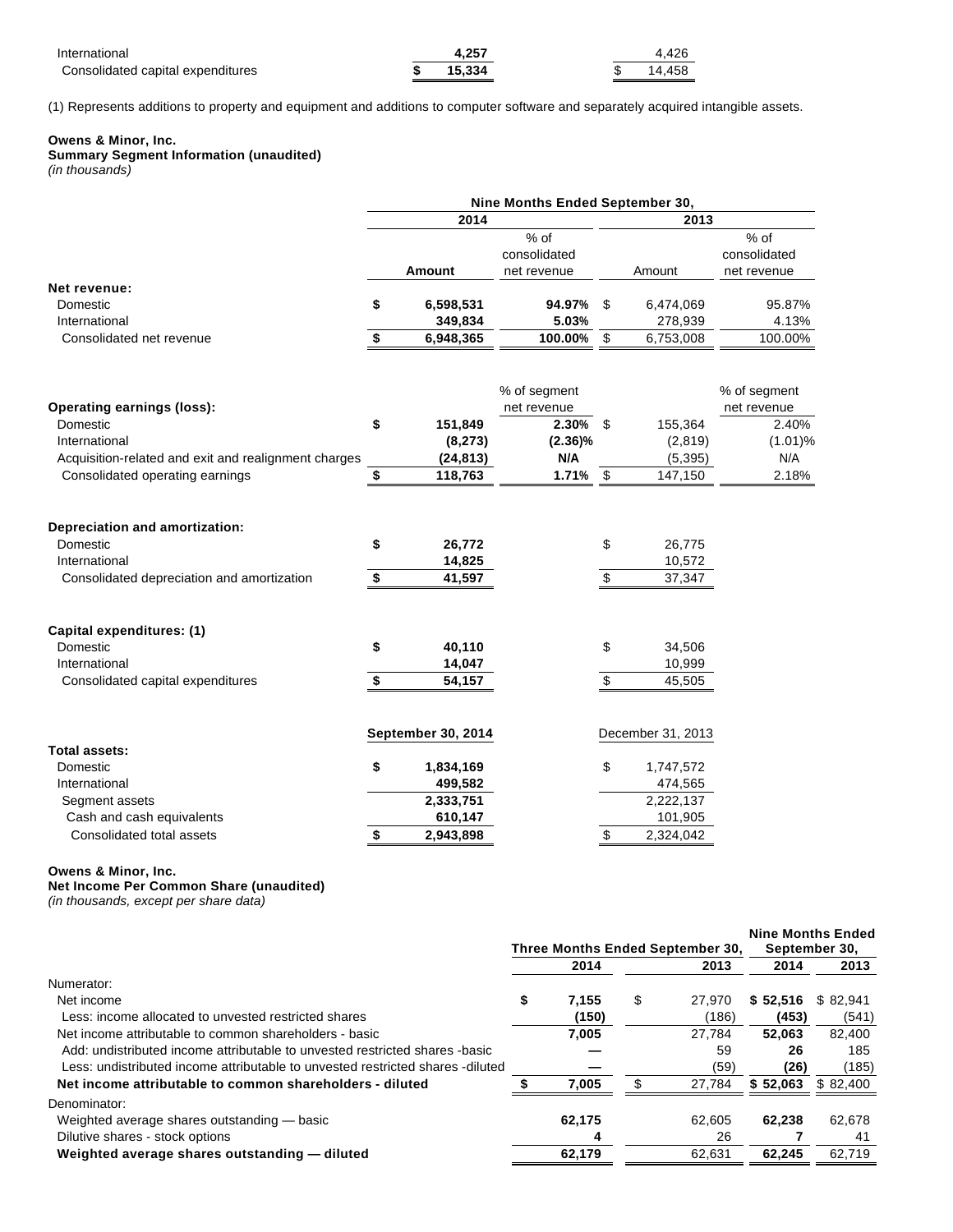| | | |
|---|---|---|
| International | 4,257 | 4,426 |
| Consolidated capital expenditures | $ 15,334 | $ 14,458 |

(1) Represents additions to property and equipment and additions to computer software and separately acquired intangible assets.

**Owens & Minor, Inc.**
**Summary Segment Information (unaudited)**
*(in thousands)*

| | Nine Months Ended September 30, | | | |
|---|---|---|---|---|
| | 2014 | | 2013 | |
| | Amount | % of consolidated net revenue | Amount | % of consolidated net revenue |
| **Net revenue:** | | | | |
| Domestic | $ 6,598,531 | 94.97% | $ 6,474,069 | 95.87% |
| International | 349,834 | 5.03% | 278,939 | 4.13% |
| Consolidated net revenue | $ 6,948,365 | 100.00% | $ 6,753,008 | 100.00% |
| | | % of segment net revenue | | % of segment net revenue |
| **Operating earnings (loss):** | | | | |
| Domestic | $ 151,849 | 2.30% | $ 155,364 | 2.40% |
| International | (8,273) | (2.36)% | (2,819) | (1.01)% |
| Acquisition-related and exit and realignment charges | (24,813) | N/A | (5,395) | N/A |
| Consolidated operating earnings | $ 118,763 | 1.71% | $ 147,150 | 2.18% |
| **Depreciation and amortization:** | | | | |
| Domestic | $ 26,772 | | $ 26,775 | |
| International | 14,825 | | 10,572 | |
| Consolidated depreciation and amortization | $ 41,597 | | $ 37,347 | |
| **Capital expenditures: (1)** | | | | |
| Domestic | $ 40,110 | | $ 34,506 | |
| International | 14,047 | | 10,999 | |
| Consolidated capital expenditures | $ 54,157 | | $ 45,505 | |
| | September 30, 2014 | | December 31, 2013 | |
| **Total assets:** | | | | |
| Domestic | $ 1,834,169 | | $ 1,747,572 | |
| International | 499,582 | | 474,565 | |
| Segment assets | 2,333,751 | | 2,222,137 | |
| Cash and cash equivalents | 610,147 | | 101,905 | |
| Consolidated total assets | $ 2,943,898 | | $ 2,324,042 | |

**Owens & Minor, Inc.**
**Net Income Per Common Share (unaudited)**
*(in thousands, except per share data)*

| | Three Months Ended September 30, | | Nine Months Ended September 30, | |
|---|---|---|---|---|
| | 2014 | 2013 | 2014 | 2013 |
| Numerator: | | | | |
| Net income | $ 7,155 | $ 27,970 | $ 52,516 | $ 82,941 |
| Less: income allocated to unvested restricted shares | (150) | (186) | (453) | (541) |
| Net income attributable to common shareholders - basic | 7,005 | 27,784 | 52,063 | 82,400 |
| Add: undistributed income attributable to unvested restricted shares -basic | — | 59 | 26 | 185 |
| Less: undistributed income attributable to unvested restricted shares -diluted | — | (59) | (26) | (185) |
| **Net income attributable to common shareholders - diluted** | $ 7,005 | $ 27,784 | $ 52,063 | $ 82,400 |
| Denominator: | | | | |
| Weighted average shares outstanding — basic | 62,175 | 62,605 | 62,238 | 62,678 |
| Dilutive shares - stock options | 4 | 26 | 7 | 41 |
| **Weighted average shares outstanding — diluted** | 62,179 | 62,631 | 62,245 | 62,719 |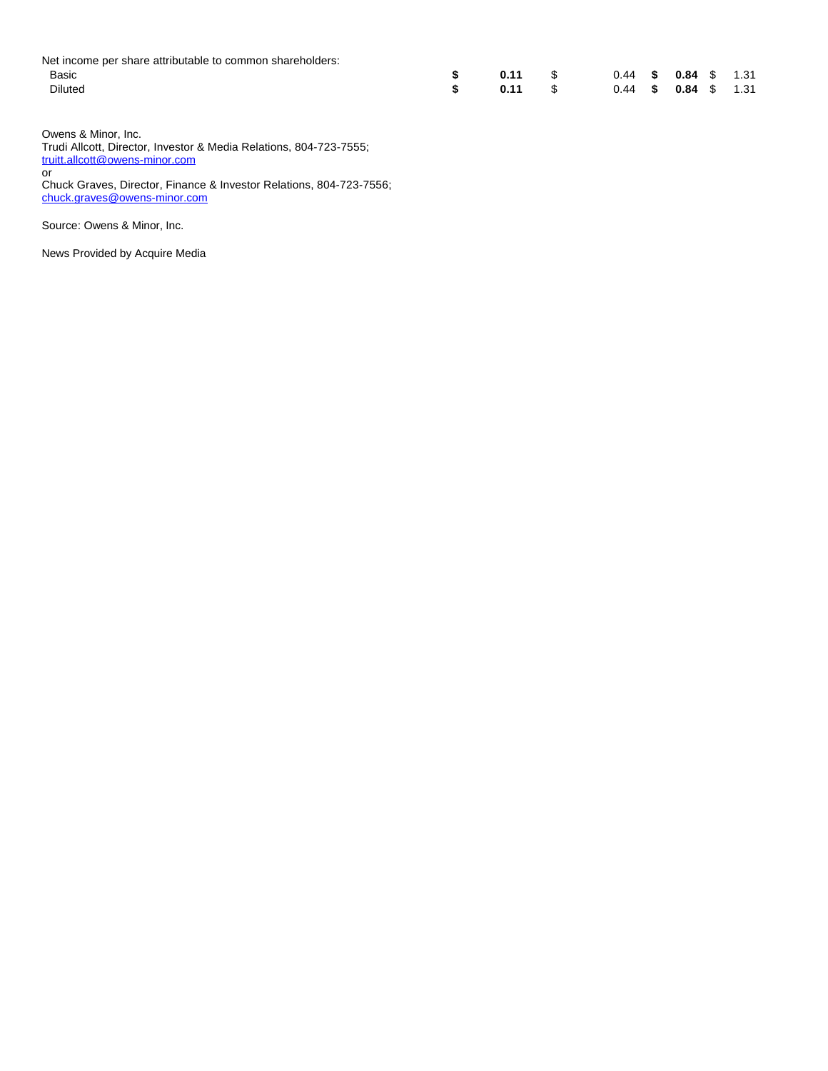| | | | | |
|---|---|---|---|---|
| Net income per share attributable to common shareholders: | | | | |
| Basic | **$ 0.11** | $ 0.44 | **$ 0.84** | $ 1.31 |
| Diluted | **$ 0.11** | $ 0.44 | **$ 0.84** | $ 1.31 |

Owens & Minor, Inc.
Trudi Allcott, Director, Investor & Media Relations, 804-723-7555;
truitt.allcott@owens-minor.com
or
Chuck Graves, Director, Finance & Investor Relations, 804-723-7556;
chuck.graves@owens-minor.com

Source: Owens & Minor, Inc.

News Provided by Acquire Media